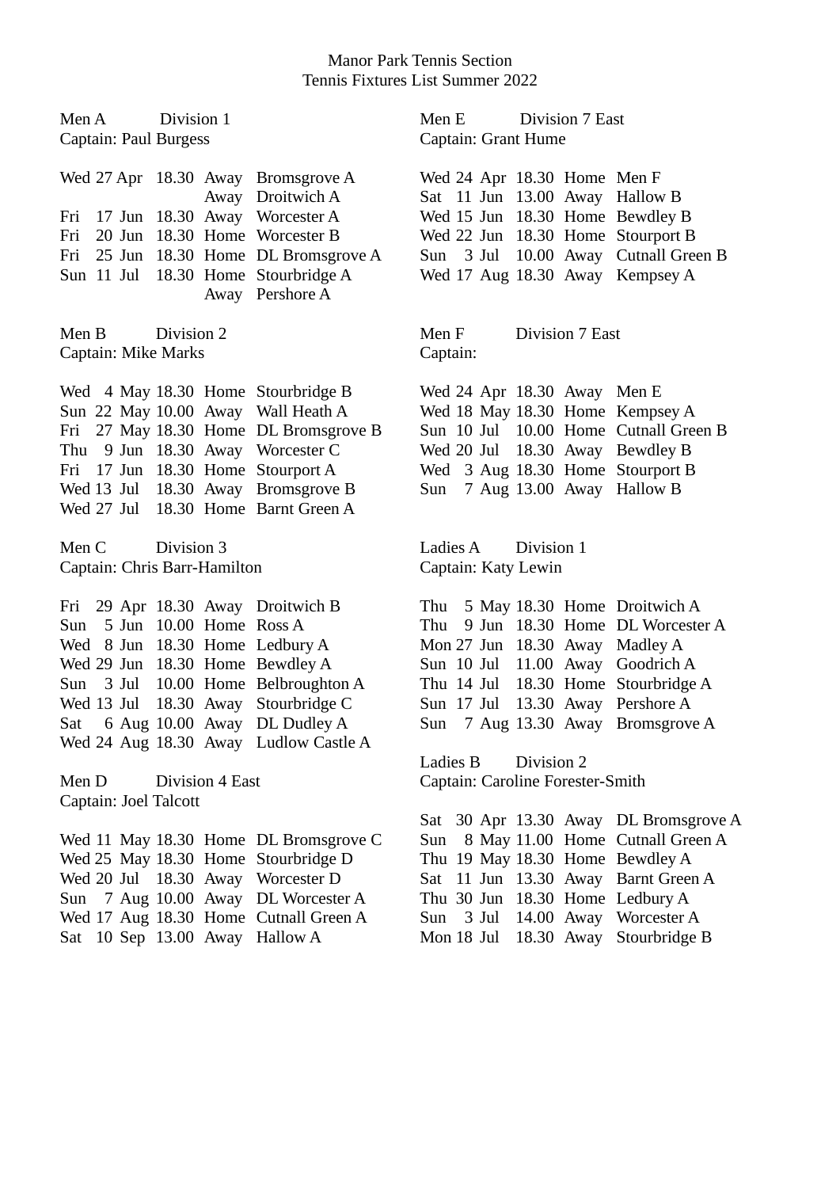# Manor Park Tennis Section
## Tennis Fixtures List Summer 2022

### Men A — Division 1
Captain: Paul Burgess

| Day | Date | Month | Time | Venue | Opponent |
|---|---|---|---|---|---|
| Wed | 27 | Apr | 18.30 | Away | Bromsgrove A |
| | | | | Away | Droitwich A |
| Fri | 17 | Jun | 18.30 | Away | Worcester A |
| Fri | 20 | Jun | 18.30 | Home | Worcester B |
| Fri | 25 | Jun | 18.30 | Home | DL Bromsgrove A |
| Sun | 11 | Jul | 18.30 | Home | Stourbridge A |
| | | | | Away | Pershore A |

### Men B — Division 2
Captain: Mike Marks

| Day | Date | Month | Time | Venue | Opponent |
|---|---|---|---|---|---|
| Wed | 4 | May | 18.30 | Home | Stourbridge B |
| Sun | 22 | May | 10.00 | Away | Wall Heath A |
| Fri | 27 | May | 18.30 | Home | DL Bromsgrove B |
| Thu | 9 | Jun | 18.30 | Away | Worcester C |
| Fri | 17 | Jun | 18.30 | Home | Stourport A |
| Wed | 13 | Jul | 18.30 | Away | Bromsgrove B |
| Wed | 27 | Jul | 18.30 | Home | Barnt Green A |

### Men C — Division 3
Captain: Chris Barr-Hamilton

| Day | Date | Month | Time | Venue | Opponent |
|---|---|---|---|---|---|
| Fri | 29 | Apr | 18.30 | Away | Droitwich B |
| Sun | 5 | Jun | 10.00 | Home | Ross A |
| Wed | 8 | Jun | 18.30 | Home | Ledbury A |
| Wed | 29 | Jun | 18.30 | Home | Bewdley A |
| Sun | 3 | Jul | 10.00 | Home | Belbroughton A |
| Wed | 13 | Jul | 18.30 | Away | Stourbridge C |
| Sat | 6 | Aug | 10.00 | Away | DL Dudley A |
| Wed | 24 | Aug | 18.30 | Away | Ludlow Castle A |

### Men D — Division 4 East
Captain: Joel Talcott

| Day | Date | Month | Time | Venue | Opponent |
|---|---|---|---|---|---|
| Wed | 11 | May | 18.30 | Home | DL Bromsgrove C |
| Wed | 25 | May | 18.30 | Home | Stourbridge D |
| Wed | 20 | Jul | 18.30 | Away | Worcester D |
| Sun | 7 | Aug | 10.00 | Away | DL Worcester A |
| Wed | 17 | Aug | 18.30 | Home | Cutnall Green A |
| Sat | 10 | Sep | 13.00 | Away | Hallow A |

### Men E — Division 7 East
Captain: Grant Hume

| Day | Date | Month | Time | Venue | Opponent |
|---|---|---|---|---|---|
| Wed | 24 | Apr | 18.30 | Home | Men F |
| Sat | 11 | Jun | 13.00 | Away | Hallow B |
| Wed | 15 | Jun | 18.30 | Home | Bewdley B |
| Wed | 22 | Jun | 18.30 | Home | Stourport B |
| Sun | 3 | Jul | 10.00 | Away | Cutnall Green B |
| Wed | 17 | Aug | 18.30 | Away | Kempsey A |

### Men F — Division 7 East
Captain:

| Day | Date | Month | Time | Venue | Opponent |
|---|---|---|---|---|---|
| Wed | 24 | Apr | 18.30 | Away | Men E |
| Wed | 18 | May | 18.30 | Home | Kempsey A |
| Sun | 10 | Jul | 10.00 | Home | Cutnall Green B |
| Wed | 20 | Jul | 18.30 | Away | Bewdley B |
| Wed | 3 | Aug | 18.30 | Home | Stourport B |
| Sun | 7 | Aug | 13.00 | Away | Hallow B |

### Ladies A — Division 1
Captain: Katy Lewin

| Day | Date | Month | Time | Venue | Opponent |
|---|---|---|---|---|---|
| Thu | 5 | May | 18.30 | Home | Droitwich A |
| Thu | 9 | Jun | 18.30 | Home | DL Worcester A |
| Mon | 27 | Jun | 18.30 | Away | Madley A |
| Sun | 10 | Jul | 11.00 | Away | Goodrich A |
| Thu | 14 | Jul | 18.30 | Home | Stourbridge A |
| Sun | 17 | Jul | 13.30 | Away | Pershore A |
| Sun | 7 | Aug | 13.30 | Away | Bromsgrove A |

### Ladies B — Division 2
Captain: Caroline Forester-Smith

| Day | Date | Month | Time | Venue | Opponent |
|---|---|---|---|---|---|
| Sat | 30 | Apr | 13.30 | Away | DL Bromsgrove A |
| Sun | 8 | May | 11.00 | Home | Cutnall Green A |
| Thu | 19 | May | 18.30 | Home | Bewdley A |
| Sat | 11 | Jun | 13.30 | Away | Barnt Green A |
| Thu | 30 | Jun | 18.30 | Home | Ledbury A |
| Sun | 3 | Jul | 14.00 | Away | Worcester A |
| Mon | 18 | Jul | 18.30 | Away | Stourbridge B |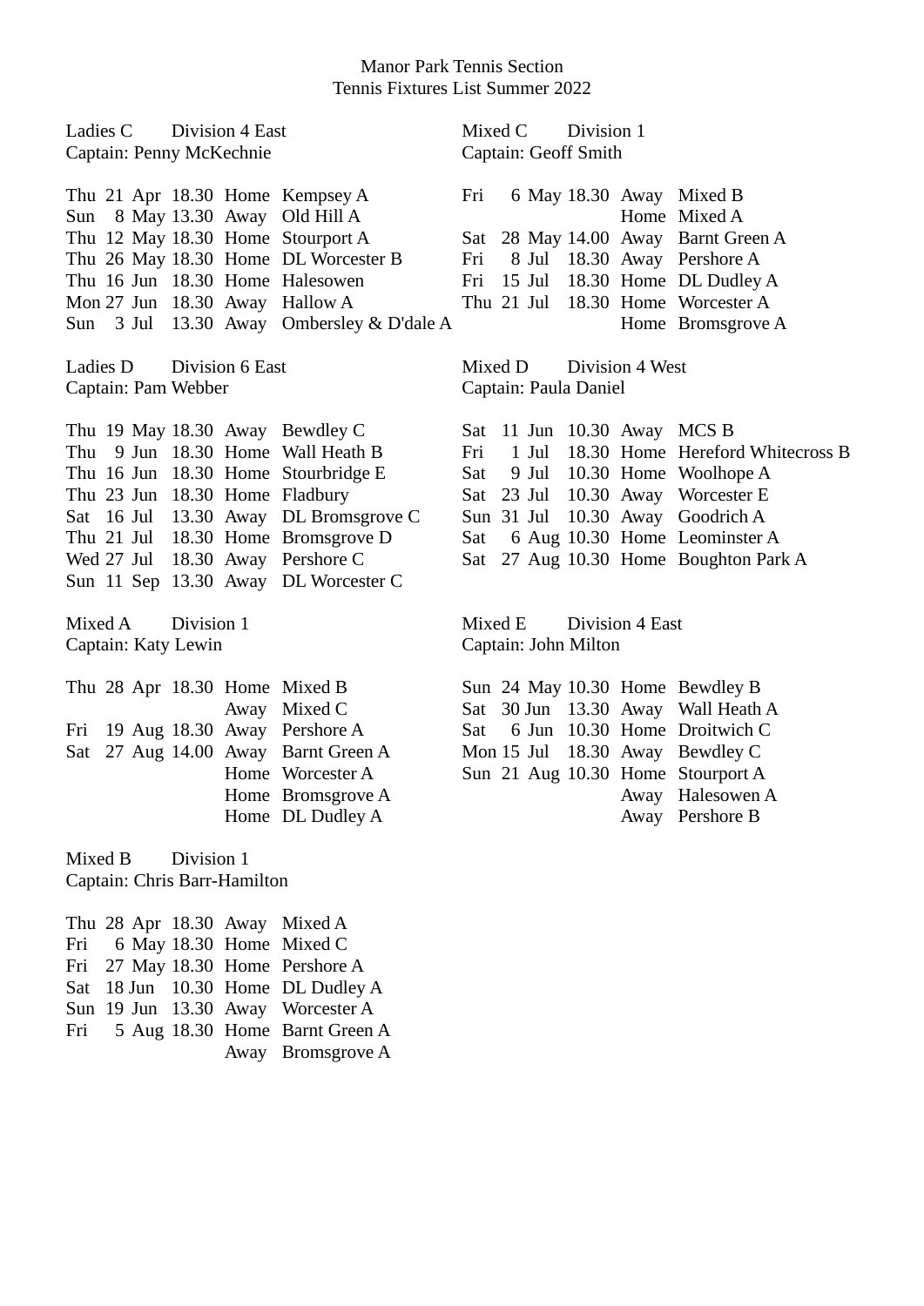Manor Park Tennis Section
Tennis Fixtures List Summer 2022

**Ladies C** Division 4 East
Captain: Penny McKechnie

| | | | | | |
|---|---|---|---|---|---|
| Thu | 21 | Apr | 18.30 | Home | Kempsey A |
| Sun | 8 | May | 13.30 | Away | Old Hill A |
| Thu | 12 | May | 18.30 | Home | Stourport A |
| Thu | 26 | May | 18.30 | Home | DL Worcester B |
| Thu | 16 | Jun | 18.30 | Home | Halesowen |
| Mon | 27 | Jun | 18.30 | Away | Hallow A |
| Sun | 3 | Jul | 13.30 | Away | Ombersley & D'dale A |

**Ladies D** Division 6 East
Captain: Pam Webber

| | | | | | |
|---|---|---|---|---|---|
| Thu | 19 | May | 18.30 | Away | Bewdley C |
| Thu | 9 | Jun | 18.30 | Home | Wall Heath B |
| Thu | 16 | Jun | 18.30 | Home | Stourbridge E |
| Thu | 23 | Jun | 18.30 | Home | Fladbury |
| Sat | 16 | Jul | 13.30 | Away | DL Bromsgrove C |
| Thu | 21 | Jul | 18.30 | Home | Bromsgrove D |
| Wed | 27 | Jul | 18.30 | Away | Pershore C |
| Sun | 11 | Sep | 13.30 | Away | DL Worcester C |

**Mixed A** Division 1
Captain: Katy Lewin

| | | | | | |
|---|---|---|---|---|---|
| Thu | 28 | Apr | 18.30 | Home | Mixed B |
| | | | | Away | Mixed C |
| Fri | 19 | Aug | 18.30 | Away | Pershore A |
| Sat | 27 | Aug | 14.00 | Away | Barnt Green A |
| | | | | Home | Worcester A |
| | | | | Home | Bromsgrove A |
| | | | | Home | DL Dudley A |

**Mixed B** Division 1
Captain: Chris Barr-Hamilton

| | | | | | |
|---|---|---|---|---|---|
| Thu | 28 | Apr | 18.30 | Away | Mixed A |
| Fri | 6 | May | 18.30 | Home | Mixed C |
| Fri | 27 | May | 18.30 | Home | Pershore A |
| Sat | 18 | Jun | 10.30 | Home | DL Dudley A |
| Sun | 19 | Jun | 13.30 | Away | Worcester A |
| Fri | 5 | Aug | 18.30 | Home | Barnt Green A |
| | | | | Away | Bromsgrove A |

**Mixed C** Division 1
Captain: Geoff Smith

| | | | | | |
|---|---|---|---|---|---|
| Fri | 6 | May | 18.30 | Away | Mixed B |
| | | | | Home | Mixed A |
| Sat | 28 | May | 14.00 | Away | Barnt Green A |
| Fri | 8 | Jul | 18.30 | Away | Pershore A |
| Fri | 15 | Jul | 18.30 | Home | DL Dudley A |
| Thu | 21 | Jul | 18.30 | Home | Worcester A |
| | | | | Home | Bromsgrove A |

**Mixed D** Division 4 West
Captain: Paula Daniel

| | | | | | |
|---|---|---|---|---|---|
| Sat | 11 | Jun | 10.30 | Away | MCS B |
| Fri | 1 | Jul | 18.30 | Home | Hereford Whitecross B |
| Sat | 9 | Jul | 10.30 | Home | Woolhope A |
| Sat | 23 | Jul | 10.30 | Away | Worcester E |
| Sun | 31 | Jul | 10.30 | Away | Goodrich A |
| Sat | 6 | Aug | 10.30 | Home | Leominster A |
| Sat | 27 | Aug | 10.30 | Home | Boughton Park A |

**Mixed E** Division 4 East
Captain: John Milton

| | | | | | |
|---|---|---|---|---|---|
| Sun | 24 | May | 10.30 | Home | Bewdley B |
| Sat | 30 | Jun | 13.30 | Away | Wall Heath A |
| Sat | 6 | Jun | 10.30 | Home | Droitwich C |
| Mon | 15 | Jul | 18.30 | Away | Bewdley C |
| Sun | 21 | Aug | 10.30 | Home | Stourport A |
| | | | | Away | Halesowen A |
| | | | | Away | Pershore B |